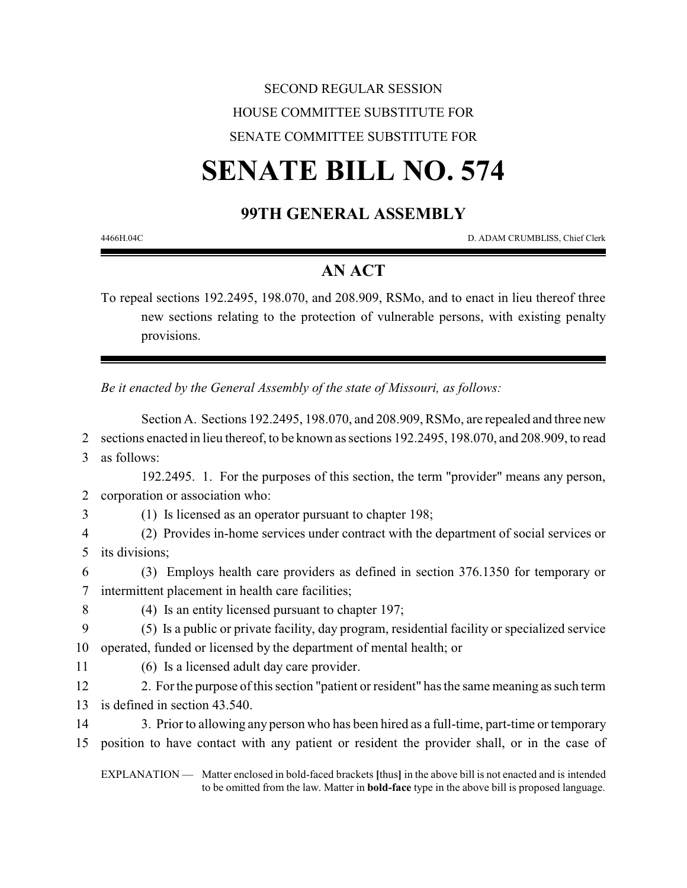SECOND REGULAR SESSION

HOUSE COMMITTEE SUBSTITUTE FOR

SENATE COMMITTEE SUBSTITUTE FOR

# SENATE BILL NO. 574

## 99TH GENERAL ASSEMBLY

4466H.04C D. ADAM CRUMBLISS, Chief Clerk

## AN ACT

To repeal sections 192.2495, 198.070, and 208.909, RSMo, and to enact in lieu thereof three new sections relating to the protection of vulnerable persons, with existing penalty provisions.

*Be it enacted by the General Assembly of the state of Missouri, as follows:*

Section A. Sections 192.2495, 198.070, and 208.909, RSMo, are repealed and three new
2 sections enacted in lieu thereof, to be known as sections 192.2495, 198.070, and 208.909, to read
3 as follows:

192.2495. 1. For the purposes of this section, the term "provider" means any person,
2 corporation or association who:
3 (1) Is licensed as an operator pursuant to chapter 198;
4 (2) Provides in-home services under contract with the department of social services or
5 its divisions;
6 (3) Employs health care providers as defined in section 376.1350 for temporary or
7 intermittent placement in health care facilities;
8 (4) Is an entity licensed pursuant to chapter 197;
9 (5) Is a public or private facility, day program, residential facility or specialized service
10 operated, funded or licensed by the department of mental health; or
11 (6) Is a licensed adult day care provider.
12 2. For the purpose of this section "patient or resident" has the same meaning as such term
13 is defined in section 43.540.
14 3. Prior to allowing any person who has been hired as a full-time, part-time or temporary
15 position to have contact with any patient or resident the provider shall, or in the case of

EXPLANATION — Matter enclosed in bold-faced brackets **[**thus**]** in the above bill is not enacted and is intended to be omitted from the law. Matter in **bold-face** type in the above bill is proposed language.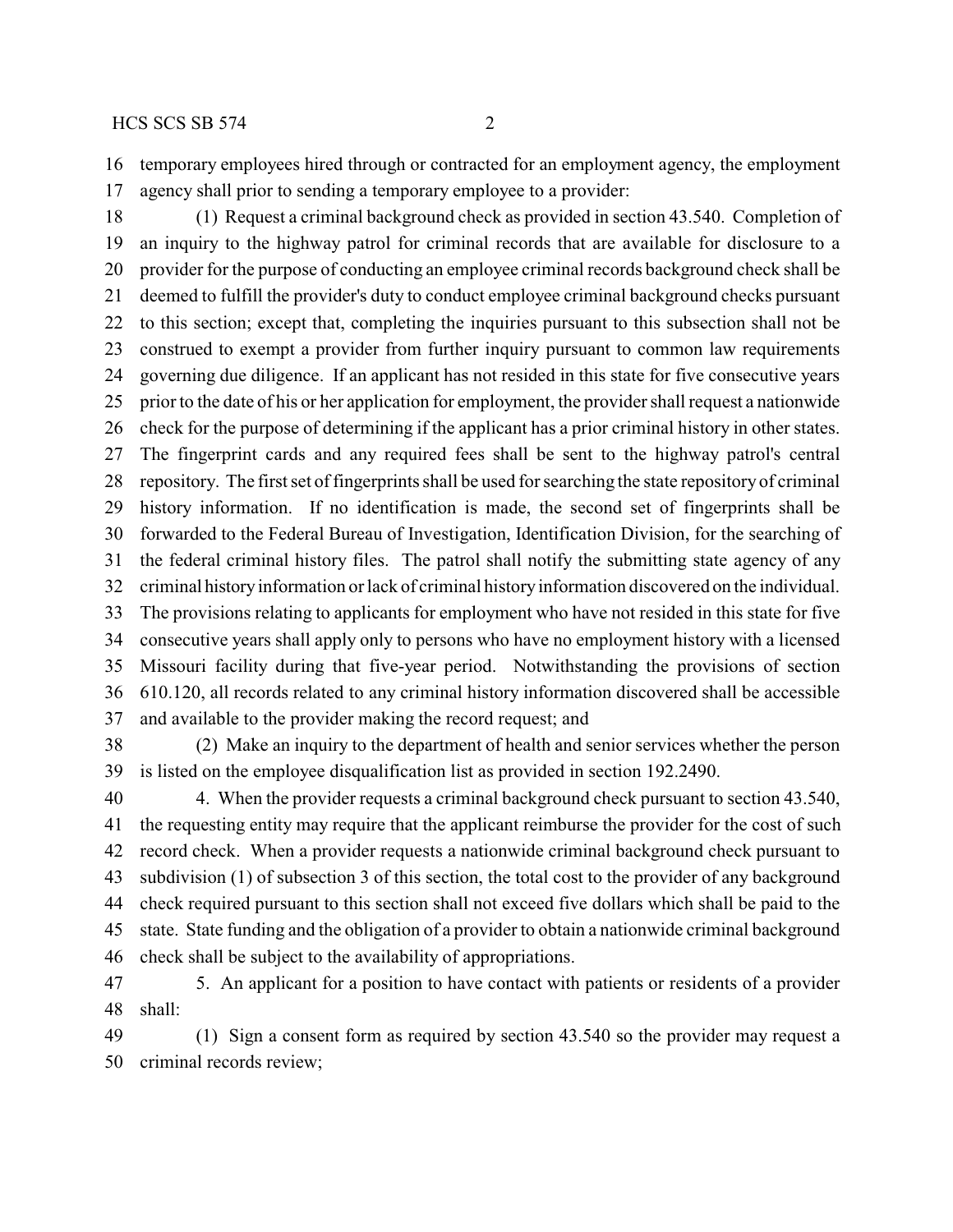temporary employees hired through or contracted for an employment agency, the employment agency shall prior to sending a temporary employee to a provider:

(1) Request a criminal background check as provided in section 43.540. Completion of an inquiry to the highway patrol for criminal records that are available for disclosure to a provider for the purpose of conducting an employee criminal records background check shall be deemed to fulfill the provider's duty to conduct employee criminal background checks pursuant to this section; except that, completing the inquiries pursuant to this subsection shall not be construed to exempt a provider from further inquiry pursuant to common law requirements governing due diligence. If an applicant has not resided in this state for five consecutive years prior to the date of his or her application for employment, the provider shall request a nationwide check for the purpose of determining if the applicant has a prior criminal history in other states. The fingerprint cards and any required fees shall be sent to the highway patrol's central repository. The first set of fingerprints shall be used for searching the state repository of criminal history information. If no identification is made, the second set of fingerprints shall be forwarded to the Federal Bureau of Investigation, Identification Division, for the searching of the federal criminal history files. The patrol shall notify the submitting state agency of any criminal history information or lack of criminal history information discovered on the individual. The provisions relating to applicants for employment who have not resided in this state for five consecutive years shall apply only to persons who have no employment history with a licensed Missouri facility during that five-year period. Notwithstanding the provisions of section 610.120, all records related to any criminal history information discovered shall be accessible and available to the provider making the record request; and

(2) Make an inquiry to the department of health and senior services whether the person is listed on the employee disqualification list as provided in section 192.2490.

4. When the provider requests a criminal background check pursuant to section 43.540, the requesting entity may require that the applicant reimburse the provider for the cost of such record check. When a provider requests a nationwide criminal background check pursuant to subdivision (1) of subsection 3 of this section, the total cost to the provider of any background check required pursuant to this section shall not exceed five dollars which shall be paid to the state. State funding and the obligation of a provider to obtain a nationwide criminal background check shall be subject to the availability of appropriations.

5. An applicant for a position to have contact with patients or residents of a provider shall:

(1) Sign a consent form as required by section 43.540 so the provider may request a criminal records review;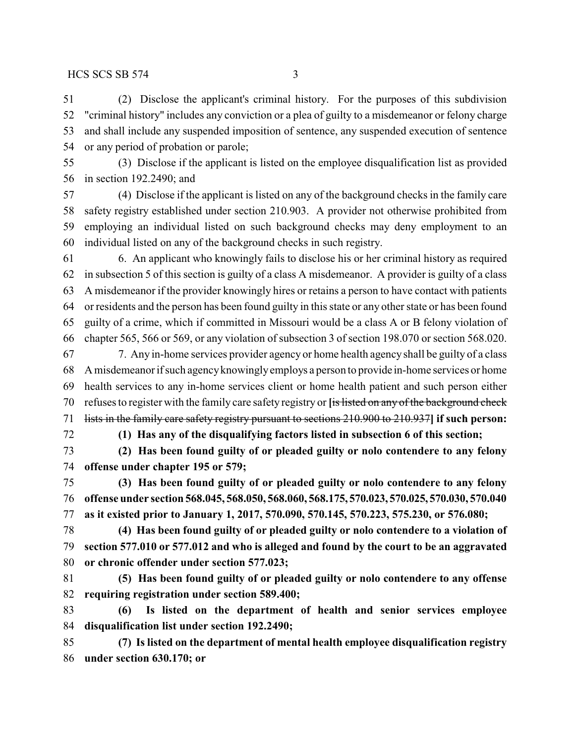(2) Disclose the applicant's criminal history. For the purposes of this subdivision "criminal history" includes any conviction or a plea of guilty to a misdemeanor or felony charge and shall include any suspended imposition of sentence, any suspended execution of sentence or any period of probation or parole;

(3) Disclose if the applicant is listed on the employee disqualification list as provided in section 192.2490; and

(4) Disclose if the applicant is listed on any of the background checks in the family care safety registry established under section 210.903. A provider not otherwise prohibited from employing an individual listed on such background checks may deny employment to an individual listed on any of the background checks in such registry.

6. An applicant who knowingly fails to disclose his or her criminal history as required in subsection 5 of this section is guilty of a class A misdemeanor. A provider is guilty of a class A misdemeanor if the provider knowingly hires or retains a person to have contact with patients or residents and the person has been found guilty in this state or any other state or has been found guilty of a crime, which if committed in Missouri would be a class A or B felony violation of chapter 565, 566 or 569, or any violation of subsection 3 of section 198.070 or section 568.020.

7. Any in-home services provider agency or home health agency shall be guilty of a class A misdemeanor if such agency knowingly employs a person to provide in-home services or home health services to any in-home services client or home health patient and such person either refuses to register with the family care safety registry or [~~is listed on any of the background check lists in the family care safety registry pursuant to sections 210.900 to 210.937~~] **if such person:**

**(1) Has any of the disqualifying factors listed in subsection 6 of this section;**

**(2) Has been found guilty of or pleaded guilty or nolo contendere to any felony offense under chapter 195 or 579;**

**(3) Has been found guilty of or pleaded guilty or nolo contendere to any felony offense under section 568.045, 568.050, 568.060, 568.175, 570.023, 570.025, 570.030, 570.040 as it existed prior to January 1, 2017, 570.090, 570.145, 570.223, 575.230, or 576.080;**

**(4) Has been found guilty of or pleaded guilty or nolo contendere to a violation of section 577.010 or 577.012 and who is alleged and found by the court to be an aggravated or chronic offender under section 577.023;**

**(5) Has been found guilty of or pleaded guilty or nolo contendere to any offense requiring registration under section 589.400;**

**(6) Is listed on the department of health and senior services employee disqualification list under section 192.2490;**

**(7) Is listed on the department of mental health employee disqualification registry under section 630.170; or**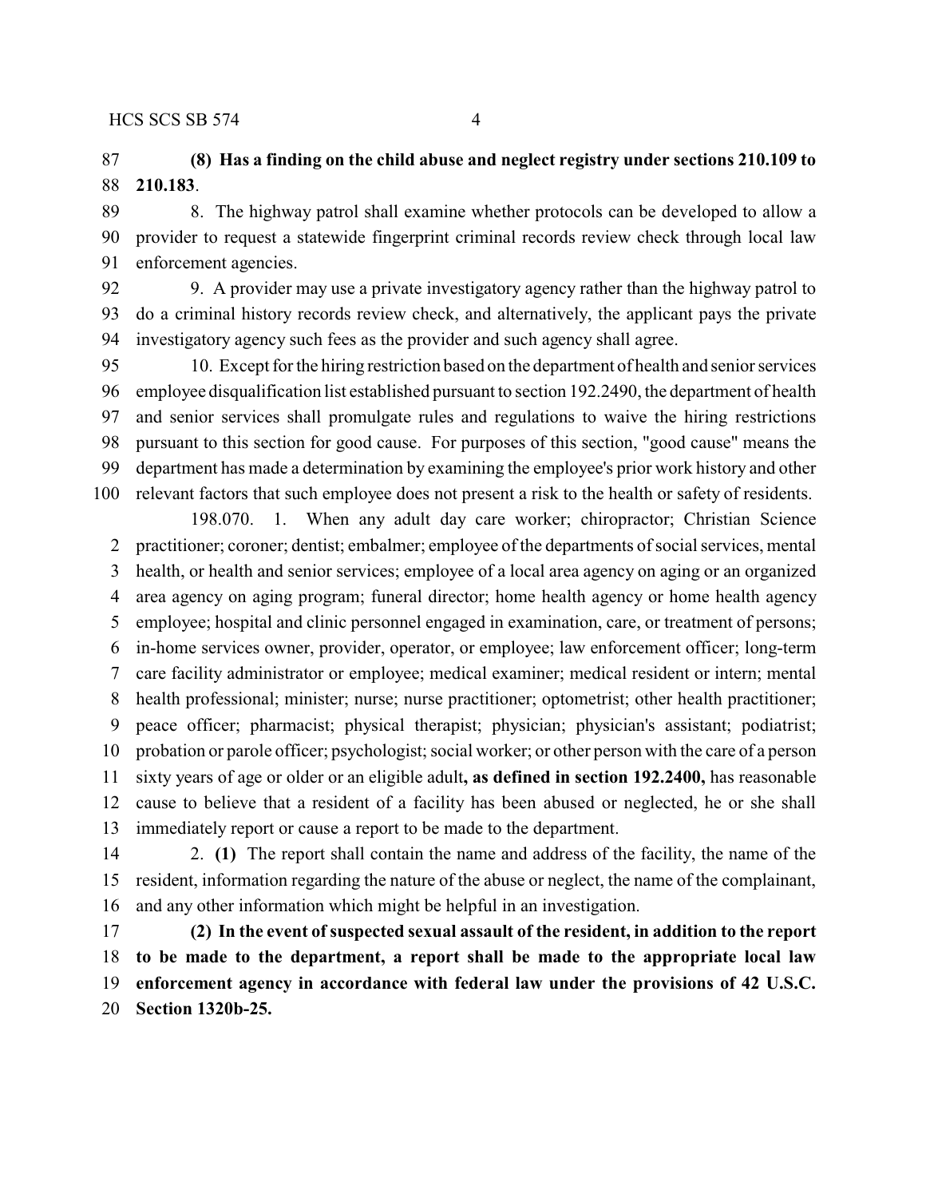**(8) Has a finding on the child abuse and neglect registry under sections 210.109 to 210.183**.

8. The highway patrol shall examine whether protocols can be developed to allow a provider to request a statewide fingerprint criminal records review check through local law enforcement agencies.

9. A provider may use a private investigatory agency rather than the highway patrol to do a criminal history records review check, and alternatively, the applicant pays the private investigatory agency such fees as the provider and such agency shall agree.

10. Except for the hiring restriction based on the department of health and senior services employee disqualification list established pursuant to section 192.2490, the department of health and senior services shall promulgate rules and regulations to waive the hiring restrictions pursuant to this section for good cause. For purposes of this section, "good cause" means the department has made a determination by examining the employee's prior work history and other relevant factors that such employee does not present a risk to the health or safety of residents.

198.070. 1. When any adult day care worker; chiropractor; Christian Science practitioner; coroner; dentist; embalmer; employee of the departments of social services, mental health, or health and senior services; employee of a local area agency on aging or an organized area agency on aging program; funeral director; home health agency or home health agency employee; hospital and clinic personnel engaged in examination, care, or treatment of persons; in-home services owner, provider, operator, or employee; law enforcement officer; long-term care facility administrator or employee; medical examiner; medical resident or intern; mental health professional; minister; nurse; nurse practitioner; optometrist; other health practitioner; peace officer; pharmacist; physical therapist; physician; physician's assistant; podiatrist; probation or parole officer; psychologist; social worker; or other person with the care of a person sixty years of age or older or an eligible adult**, as defined in section 192.2400,** has reasonable cause to believe that a resident of a facility has been abused or neglected, he or she shall immediately report or cause a report to be made to the department.

2. **(1)** The report shall contain the name and address of the facility, the name of the resident, information regarding the nature of the abuse or neglect, the name of the complainant, and any other information which might be helpful in an investigation.

**(2) In the event of suspected sexual assault of the resident, in addition to the report to be made to the department, a report shall be made to the appropriate local law enforcement agency in accordance with federal law under the provisions of 42 U.S.C. Section 1320b-25.**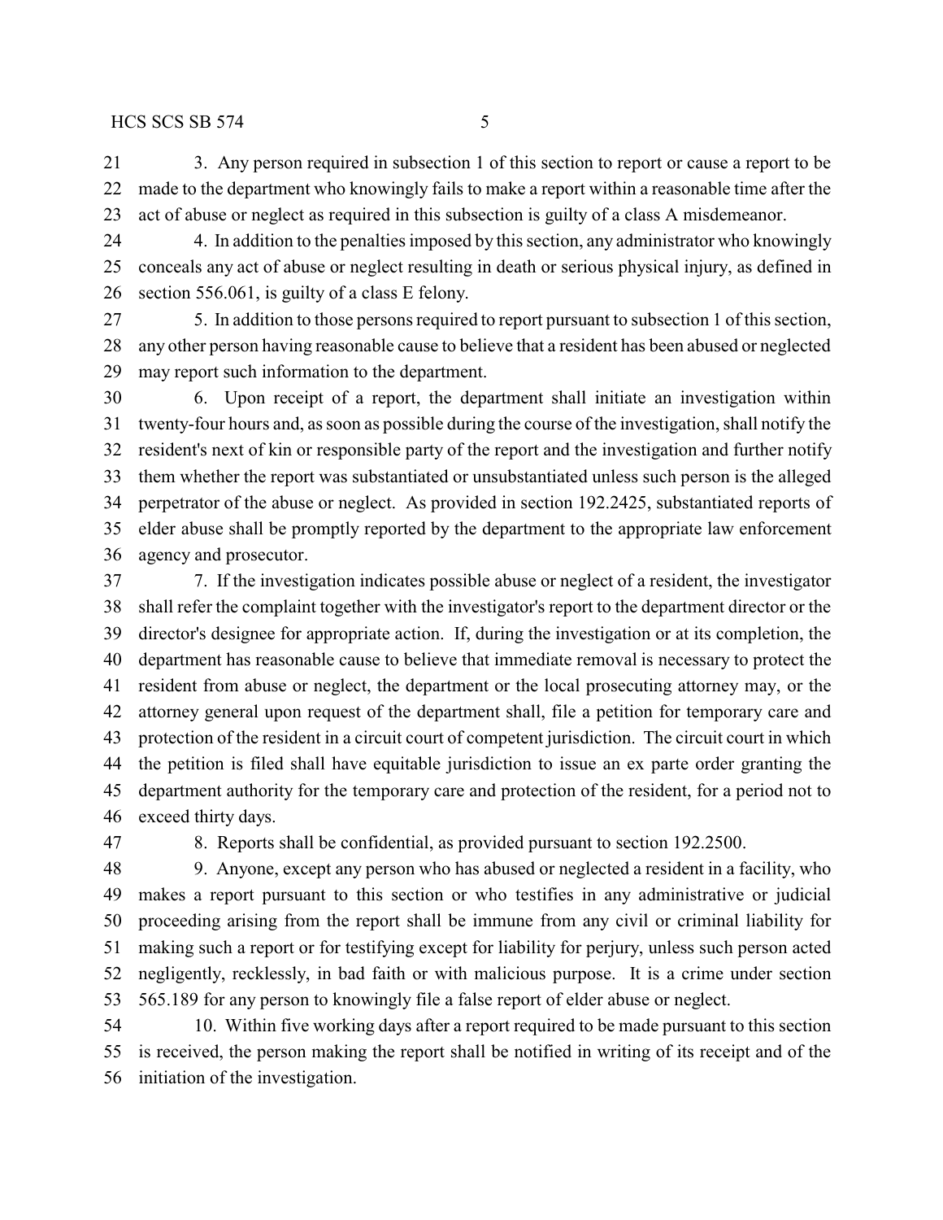3. Any person required in subsection 1 of this section to report or cause a report to be made to the department who knowingly fails to make a report within a reasonable time after the act of abuse or neglect as required in this subsection is guilty of a class A misdemeanor.

4. In addition to the penalties imposed by this section, any administrator who knowingly conceals any act of abuse or neglect resulting in death or serious physical injury, as defined in section 556.061, is guilty of a class E felony.

5. In addition to those persons required to report pursuant to subsection 1 of this section, any other person having reasonable cause to believe that a resident has been abused or neglected may report such information to the department.

6. Upon receipt of a report, the department shall initiate an investigation within twenty-four hours and, as soon as possible during the course of the investigation, shall notify the resident's next of kin or responsible party of the report and the investigation and further notify them whether the report was substantiated or unsubstantiated unless such person is the alleged perpetrator of the abuse or neglect. As provided in section 192.2425, substantiated reports of elder abuse shall be promptly reported by the department to the appropriate law enforcement agency and prosecutor.

7. If the investigation indicates possible abuse or neglect of a resident, the investigator shall refer the complaint together with the investigator's report to the department director or the director's designee for appropriate action. If, during the investigation or at its completion, the department has reasonable cause to believe that immediate removal is necessary to protect the resident from abuse or neglect, the department or the local prosecuting attorney may, or the attorney general upon request of the department shall, file a petition for temporary care and protection of the resident in a circuit court of competent jurisdiction. The circuit court in which the petition is filed shall have equitable jurisdiction to issue an ex parte order granting the department authority for the temporary care and protection of the resident, for a period not to exceed thirty days.

8. Reports shall be confidential, as provided pursuant to section 192.2500.

9. Anyone, except any person who has abused or neglected a resident in a facility, who makes a report pursuant to this section or who testifies in any administrative or judicial proceeding arising from the report shall be immune from any civil or criminal liability for making such a report or for testifying except for liability for perjury, unless such person acted negligently, recklessly, in bad faith or with malicious purpose. It is a crime under section 565.189 for any person to knowingly file a false report of elder abuse or neglect.

10. Within five working days after a report required to be made pursuant to this section is received, the person making the report shall be notified in writing of its receipt and of the initiation of the investigation.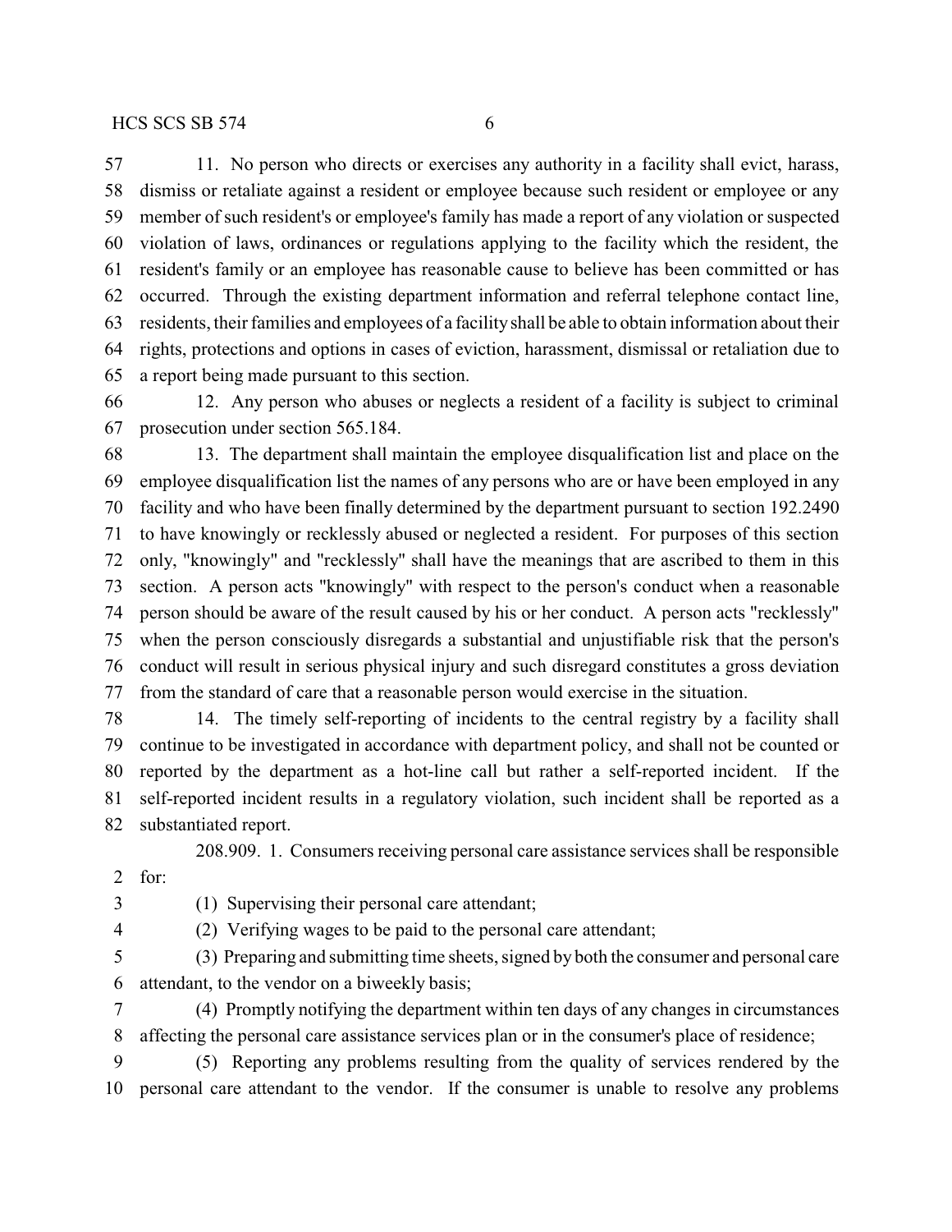11. No person who directs or exercises any authority in a facility shall evict, harass, dismiss or retaliate against a resident or employee because such resident or employee or any member of such resident's or employee's family has made a report of any violation or suspected violation of laws, ordinances or regulations applying to the facility which the resident, the resident's family or an employee has reasonable cause to believe has been committed or has occurred. Through the existing department information and referral telephone contact line, residents, their families and employees of a facility shall be able to obtain information about their rights, protections and options in cases of eviction, harassment, dismissal or retaliation due to a report being made pursuant to this section.

12. Any person who abuses or neglects a resident of a facility is subject to criminal prosecution under section 565.184.

13. The department shall maintain the employee disqualification list and place on the employee disqualification list the names of any persons who are or have been employed in any facility and who have been finally determined by the department pursuant to section 192.2490 to have knowingly or recklessly abused or neglected a resident. For purposes of this section only, "knowingly" and "recklessly" shall have the meanings that are ascribed to them in this section. A person acts "knowingly" with respect to the person's conduct when a reasonable person should be aware of the result caused by his or her conduct. A person acts "recklessly" when the person consciously disregards a substantial and unjustifiable risk that the person's conduct will result in serious physical injury and such disregard constitutes a gross deviation from the standard of care that a reasonable person would exercise in the situation.

14. The timely self-reporting of incidents to the central registry by a facility shall continue to be investigated in accordance with department policy, and shall not be counted or reported by the department as a hot-line call but rather a self-reported incident. If the self-reported incident results in a regulatory violation, such incident shall be reported as a substantiated report.

208.909. 1. Consumers receiving personal care assistance services shall be responsible for:

(1) Supervising their personal care attendant;

(2) Verifying wages to be paid to the personal care attendant;

(3) Preparing and submitting time sheets, signed by both the consumer and personal care attendant, to the vendor on a biweekly basis;

(4) Promptly notifying the department within ten days of any changes in circumstances affecting the personal care assistance services plan or in the consumer's place of residence;

(5) Reporting any problems resulting from the quality of services rendered by the personal care attendant to the vendor. If the consumer is unable to resolve any problems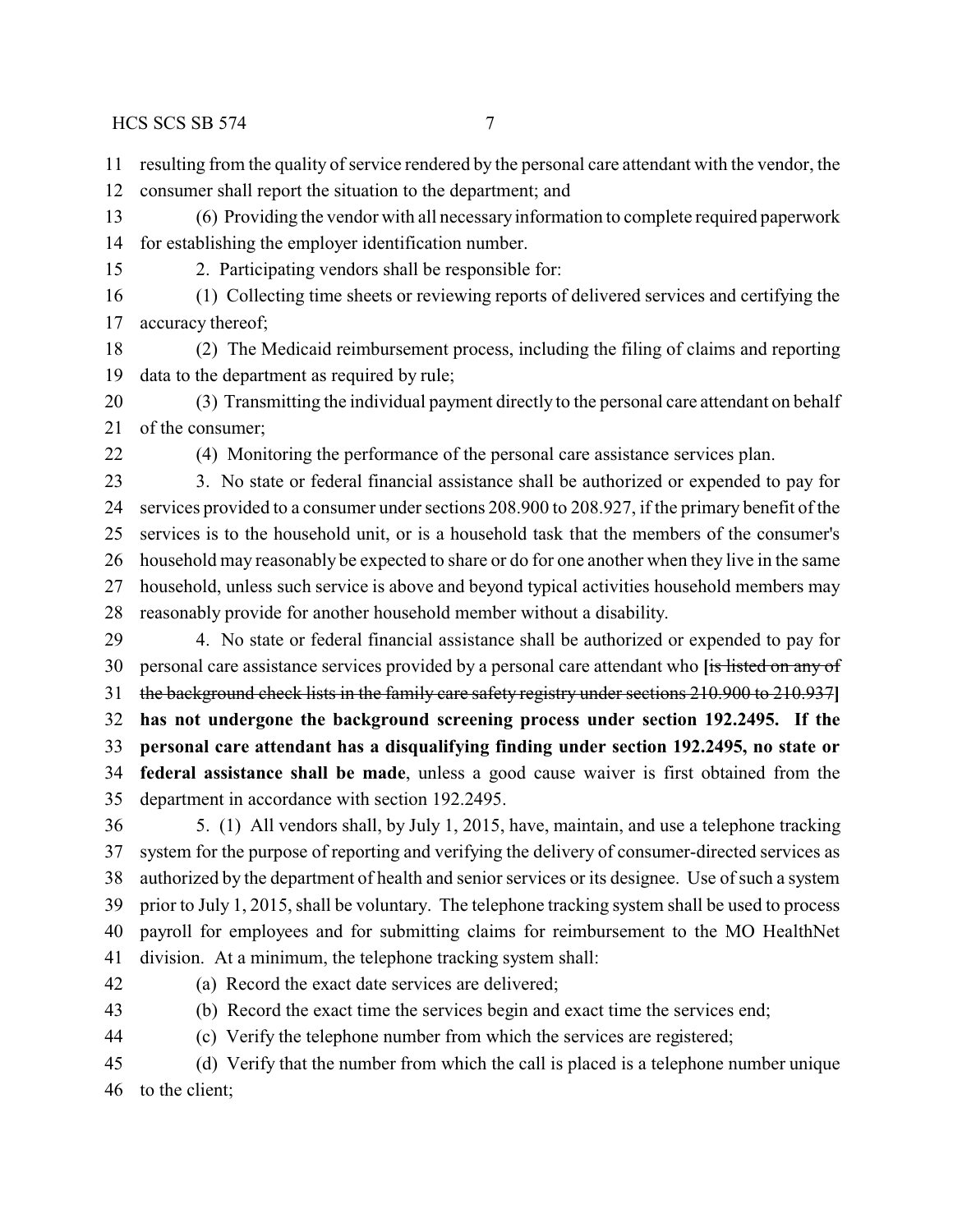resulting from the quality of service rendered by the personal care attendant with the vendor, the consumer shall report the situation to the department; and

(6) Providing the vendor with all necessary information to complete required paperwork for establishing the employer identification number.

2. Participating vendors shall be responsible for:

(1) Collecting time sheets or reviewing reports of delivered services and certifying the accuracy thereof;

(2) The Medicaid reimbursement process, including the filing of claims and reporting data to the department as required by rule;

(3) Transmitting the individual payment directly to the personal care attendant on behalf of the consumer;

(4) Monitoring the performance of the personal care assistance services plan.

3. No state or federal financial assistance shall be authorized or expended to pay for services provided to a consumer under sections 208.900 to 208.927, if the primary benefit of the services is to the household unit, or is a household task that the members of the consumer's household may reasonably be expected to share or do for one another when they live in the same household, unless such service is above and beyond typical activities household members may reasonably provide for another household member without a disability.

4. No state or federal financial assistance shall be authorized or expended to pay for personal care assistance services provided by a personal care attendant who **[**~~is listed on any of the background check lists in the family care safety registry under sections 210.900 to 210.937~~**]** **has not undergone the background screening process under section 192.2495. If the personal care attendant has a disqualifying finding under section 192.2495, no state or federal assistance shall be made**, unless a good cause waiver is first obtained from the department in accordance with section 192.2495.

5. (1) All vendors shall, by July 1, 2015, have, maintain, and use a telephone tracking system for the purpose of reporting and verifying the delivery of consumer-directed services as authorized by the department of health and senior services or its designee. Use of such a system prior to July 1, 2015, shall be voluntary. The telephone tracking system shall be used to process payroll for employees and for submitting claims for reimbursement to the MO HealthNet division. At a minimum, the telephone tracking system shall:

(a) Record the exact date services are delivered;

(b) Record the exact time the services begin and exact time the services end;

(c) Verify the telephone number from which the services are registered;

(d) Verify that the number from which the call is placed is a telephone number unique to the client;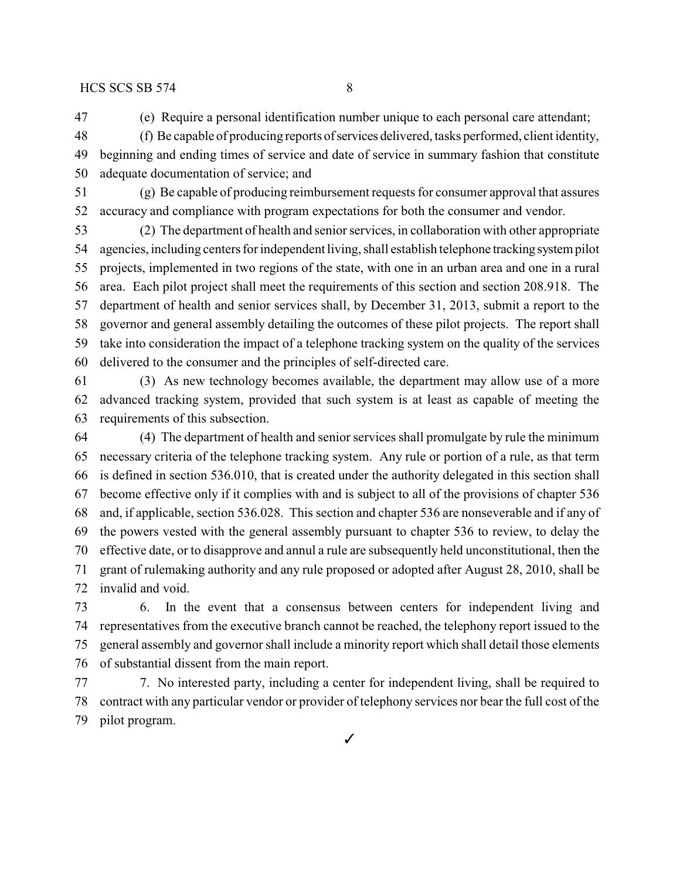(e) Require a personal identification number unique to each personal care attendant;

(f) Be capable of producing reports of services delivered, tasks performed, client identity, beginning and ending times of service and date of service in summary fashion that constitute adequate documentation of service; and

(g) Be capable of producing reimbursement requests for consumer approval that assures accuracy and compliance with program expectations for both the consumer and vendor.

(2) The department of health and senior services, in collaboration with other appropriate agencies, including centers for independent living, shall establish telephone tracking system pilot projects, implemented in two regions of the state, with one in an urban area and one in a rural area. Each pilot project shall meet the requirements of this section and section 208.918. The department of health and senior services shall, by December 31, 2013, submit a report to the governor and general assembly detailing the outcomes of these pilot projects. The report shall take into consideration the impact of a telephone tracking system on the quality of the services delivered to the consumer and the principles of self-directed care.

(3) As new technology becomes available, the department may allow use of a more advanced tracking system, provided that such system is at least as capable of meeting the requirements of this subsection.

(4) The department of health and senior services shall promulgate by rule the minimum necessary criteria of the telephone tracking system. Any rule or portion of a rule, as that term is defined in section 536.010, that is created under the authority delegated in this section shall become effective only if it complies with and is subject to all of the provisions of chapter 536 and, if applicable, section 536.028. This section and chapter 536 are nonseverable and if any of the powers vested with the general assembly pursuant to chapter 536 to review, to delay the effective date, or to disapprove and annul a rule are subsequently held unconstitutional, then the grant of rulemaking authority and any rule proposed or adopted after August 28, 2010, shall be invalid and void.

6. In the event that a consensus between centers for independent living and representatives from the executive branch cannot be reached, the telephony report issued to the general assembly and governor shall include a minority report which shall detail those elements of substantial dissent from the main report.

7. No interested party, including a center for independent living, shall be required to contract with any particular vendor or provider of telephony services nor bear the full cost of the pilot program.

✓